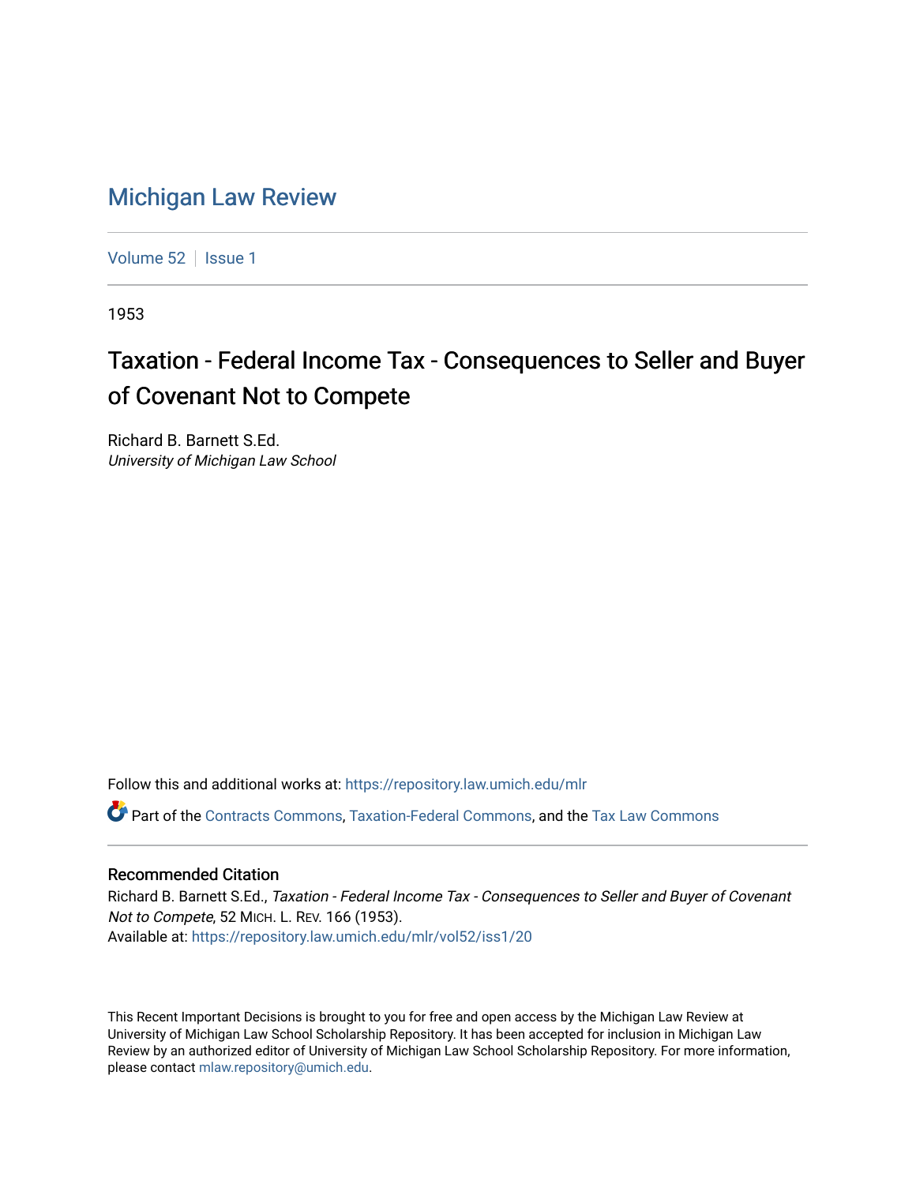# Michigan Law Review

Volume 52 | Issue 1

1953

## Taxation - Federal Income Tax - Consequences to Seller and Buyer of Covenant Not to Compete

Richard B. Barnett S.Ed.
*University of Michigan Law School*

Follow this and additional works at: https://repository.law.umich.edu/mlr

Part of the Contracts Commons, Taxation-Federal Commons, and the Tax Law Commons

### Recommended Citation

Richard B. Barnett S.Ed., *Taxation - Federal Income Tax - Consequences to Seller and Buyer of Covenant Not to Compete*, 52 MICH. L. REV. 166 (1953).
Available at: https://repository.law.umich.edu/mlr/vol52/iss1/20

This Recent Important Decisions is brought to you for free and open access by the Michigan Law Review at University of Michigan Law School Scholarship Repository. It has been accepted for inclusion in Michigan Law Review by an authorized editor of University of Michigan Law School Scholarship Repository. For more information, please contact mlaw.repository@umich.edu.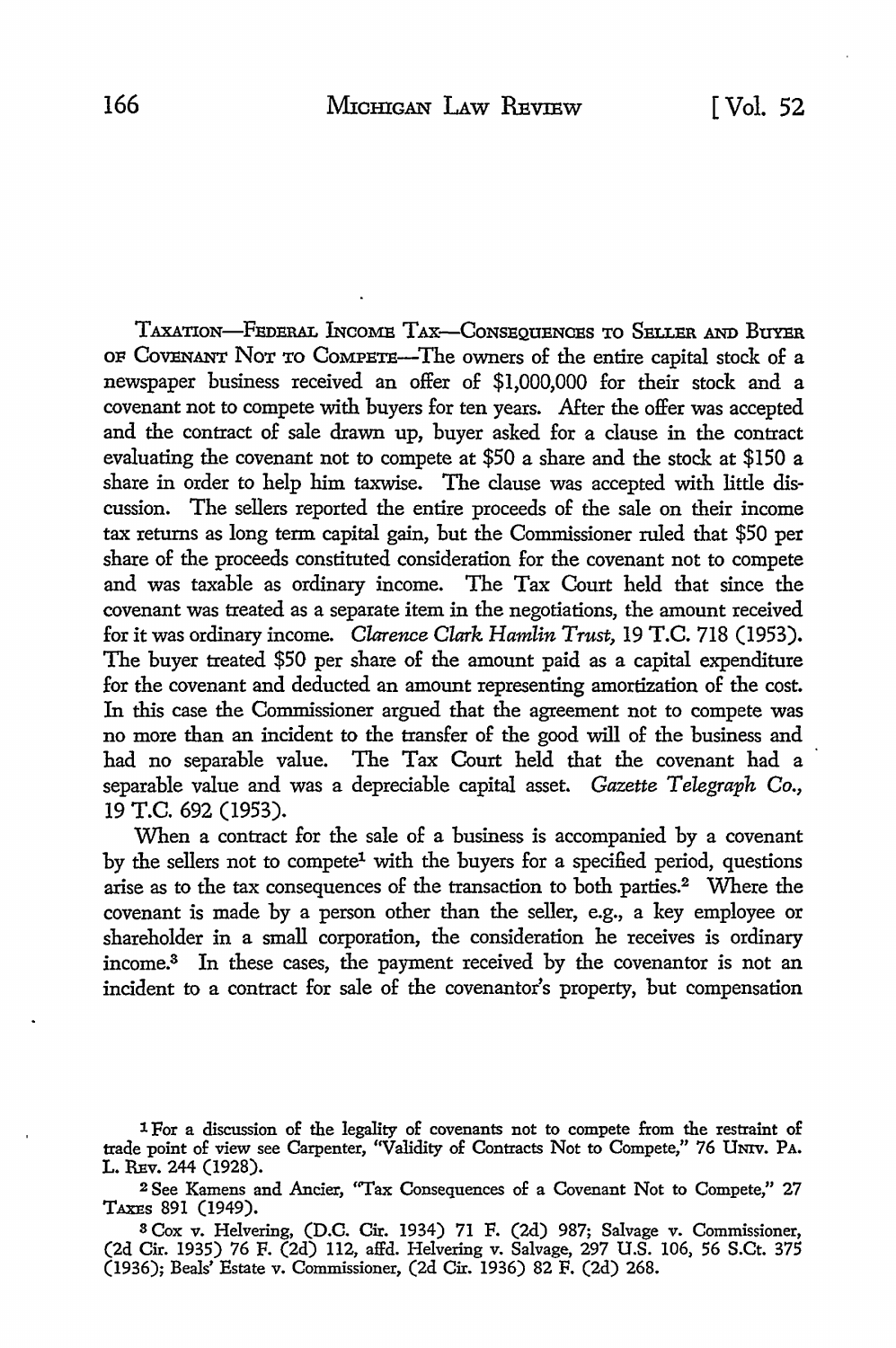TAXATION—FEDERAL INCOME TAX—CONSEQUENCES TO SELLER AND BUYER OF COVENANT NOT TO COMPETE—The owners of the entire capital stock of a newspaper business received an offer of $1,000,000 for their stock and a covenant not to compete with buyers for ten years. After the offer was accepted and the contract of sale drawn up, buyer asked for a clause in the contract evaluating the covenant not to compete at $50 a share and the stock at $150 a share in order to help him taxwise. The clause was accepted with little discussion. The sellers reported the entire proceeds of the sale on their income tax returns as long term capital gain, but the Commissioner ruled that $50 per share of the proceeds constituted consideration for the covenant not to compete and was taxable as ordinary income. The Tax Court held that since the covenant was treated as a separate item in the negotiations, the amount received for it was ordinary income. *Clarence Clark Hamlin Trust*, 19 T.C. 718 (1953). The buyer treated $50 per share of the amount paid as a capital expenditure for the covenant and deducted an amount representing amortization of the cost. In this case the Commissioner argued that the agreement not to compete was no more than an incident to the transfer of the good will of the business and had no separable value. The Tax Court held that the covenant had a separable value and was a depreciable capital asset. *Gazette Telegraph Co.*, 19 T.C. 692 (1953).

When a contract for the sale of a business is accompanied by a covenant by the sellers not to compete[1] with the buyers for a specified period, questions arise as to the tax consequences of the transaction to both parties.[2] Where the covenant is made by a person other than the seller, e.g., a key employee or shareholder in a small corporation, the consideration he receives is ordinary income.[3] In these cases, the payment received by the covenantor is not an incident to a contract for sale of the covenantor's property, but compensation

[1] For a discussion of the legality of covenants not to compete from the restraint of trade point of view see Carpenter, "Validity of Contracts Not to Compete," 76 UNIV. PA. L. REV. 244 (1928).

[2] See Kamens and Ancier, "Tax Consequences of a Covenant Not to Compete," 27 TAXES 891 (1949).

[3] Cox v. Helvering, (D.C. Cir. 1934) 71 F. (2d) 987; Salvage v. Commissioner, (2d Cir. 1935) 76 F. (2d) 112, affd. Helvering v. Salvage, 297 U.S. 106, 56 S.Ct. 375 (1936); Beals' Estate v. Commissioner, (2d Cir. 1936) 82 F. (2d) 268.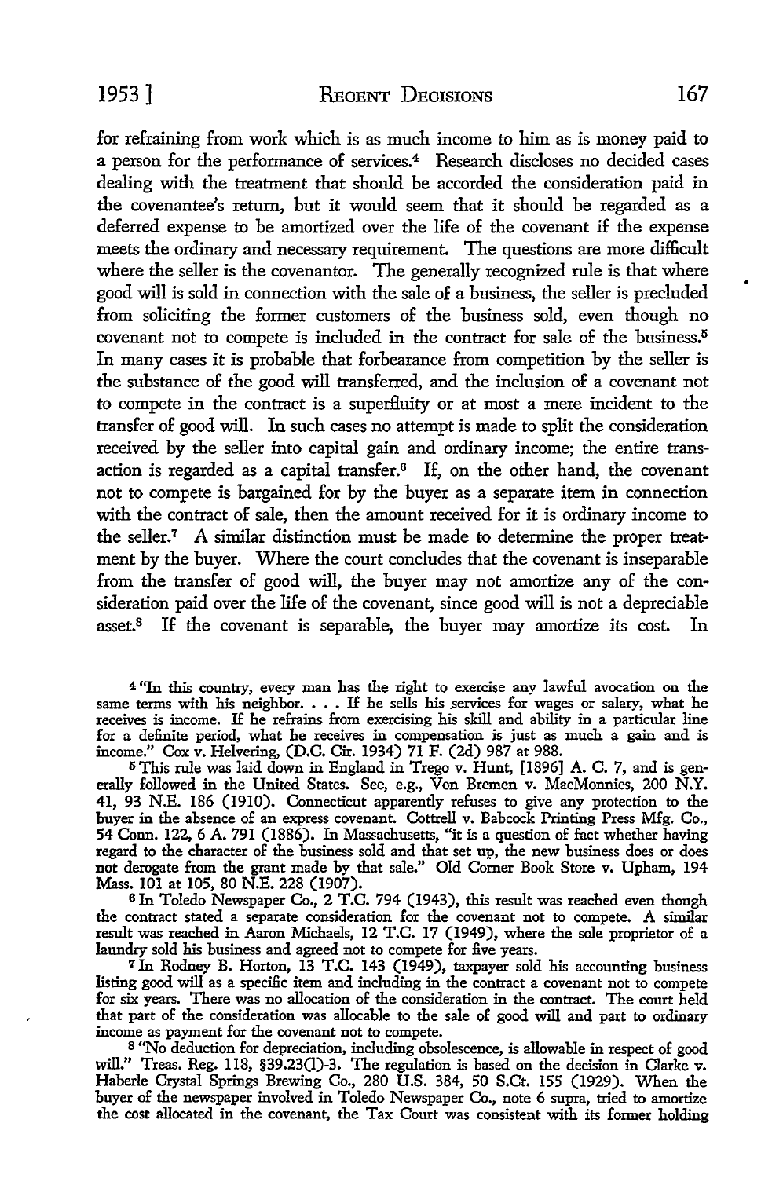for refraining from work which is as much income to him as is money paid to a person for the performance of services.[4] Research discloses no decided cases dealing with the treatment that should be accorded the consideration paid in the covenantee's return, but it would seem that it should be regarded as a deferred expense to be amortized over the life of the covenant if the expense meets the ordinary and necessary requirement. The questions are more difficult where the seller is the covenantor. The generally recognized rule is that where good will is sold in connection with the sale of a business, the seller is precluded from soliciting the former customers of the business sold, even though no covenant not to compete is included in the contract for sale of the business.[5] In many cases it is probable that forbearance from competition by the seller is the substance of the good will transferred, and the inclusion of a covenant not to compete in the contract is a superfluity or at most a mere incident to the transfer of good will. In such cases no attempt is made to split the consideration received by the seller into capital gain and ordinary income; the entire transaction is regarded as a capital transfer.[6] If, on the other hand, the covenant not to compete is bargained for by the buyer as a separate item in connection with the contract of sale, then the amount received for it is ordinary income to the seller.[7] A similar distinction must be made to determine the proper treatment by the buyer. Where the court concludes that the covenant is inseparable from the transfer of good will, the buyer may not amortize any of the consideration paid over the life of the covenant, since good will is not a depreciable asset.[8] If the covenant is separable, the buyer may amortize its cost. In

[4] "In this country, every man has the right to exercise any lawful avocation on the same terms with his neighbor. . . . If he sells his services for wages or salary, what he receives is income. If he refrains from exercising his skill and ability in a particular line for a definite period, what he receives in compensation is just as much a gain and is income." Cox v. Helvering, (D.C. Cir. 1934) 71 F. (2d) 987 at 988.

[5] This rule was laid down in England in Trego v. Hunt, [1896] A. C. 7, and is generally followed in the United States. See, e.g., Von Bremen v. MacMonnies, 200 N.Y. 41, 93 N.E. 186 (1910). Connecticut apparently refuses to give any protection to the buyer in the absence of an express covenant. Cottrell v. Babcock Printing Press Mfg. Co., 54 Conn. 122, 6 A. 791 (1886). In Massachusetts, "it is a question of fact whether having regard to the character of the business sold and that set up, the new business does or does not derogate from the grant made by that sale." Old Corner Book Store v. Upham, 194 Mass. 101 at 105, 80 N.E. 228 (1907).

[6] In Toledo Newspaper Co., 2 T.C. 794 (1943), this result was reached even though the contract stated a separate consideration for the covenant not to compete. A similar result was reached in Aaron Michaels, 12 T.C. 17 (1949), where the sole proprietor of a laundry sold his business and agreed not to compete for five years.

[7] In Rodney B. Horton, 13 T.C. 143 (1949), taxpayer sold his accounting business listing good will as a specific item and including in the contract a covenant not to compete for six years. There was no allocation of the consideration in the contract. The court held that part of the consideration was allocable to the sale of good will and part to ordinary income as payment for the covenant not to compete.

[8] "No deduction for depreciation, including obsolescence, is allowable in respect of good will." Treas. Reg. 118, §39.23(l)-3. The regulation is based on the decision in Clarke v. Haberle Crystal Springs Brewing Co., 280 U.S. 384, 50 S.Ct. 155 (1929). When the buyer of the newspaper involved in Toledo Newspaper Co., note 6 supra, tried to amortize the cost allocated in the covenant, the Tax Court was consistent with its former holding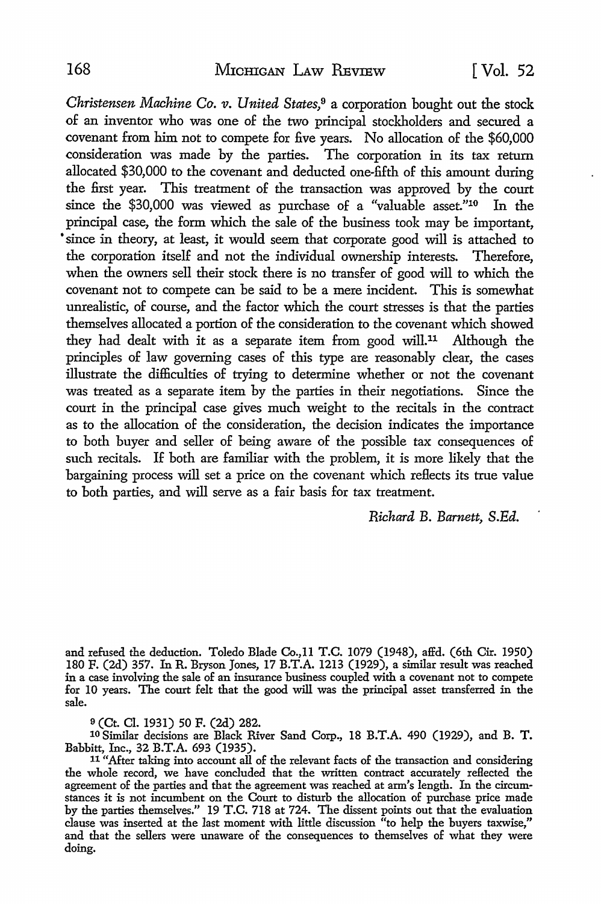*Christensen Machine Co. v. United States*,[9] a corporation bought out the stock of an inventor who was one of the two principal stockholders and secured a covenant from him not to compete for five years. No allocation of the $60,000 consideration was made by the parties. The corporation in its tax return allocated $30,000 to the covenant and deducted one-fifth of this amount during the first year. This treatment of the transaction was approved by the court since the $30,000 was viewed as purchase of a "valuable asset."[10] In the principal case, the form which the sale of the business took may be important, since in theory, at least, it would seem that corporate good will is attached to the corporation itself and not the individual ownership interests. Therefore, when the owners sell their stock there is no transfer of good will to which the covenant not to compete can be said to be a mere incident. This is somewhat unrealistic, of course, and the factor which the court stresses is that the parties themselves allocated a portion of the consideration to the covenant which showed they had dealt with it as a separate item from good will.[11] Although the principles of law governing cases of this type are reasonably clear, the cases illustrate the difficulties of trying to determine whether or not the covenant was treated as a separate item by the parties in their negotiations. Since the court in the principal case gives much weight to the recitals in the contract as to the allocation of the consideration, the decision indicates the importance to both buyer and seller of being aware of the possible tax consequences of such recitals. If both are familiar with the problem, it is more likely that the bargaining process will set a price on the covenant which reflects its true value to both parties, and will serve as a fair basis for tax treatment.

*Richard B. Barnett, S.Ed.*

---

and refused the deduction. Toledo Blade Co.,11 T.C. 1079 (1948), affd. (6th Cir. 1950) 180 F. (2d) 357. In R. Bryson Jones, 17 B.T.A. 1213 (1929), a similar result was reached in a case involving the sale of an insurance business coupled with a covenant not to compete for 10 years. The court felt that the good will was the principal asset transferred in the sale.

[9] (Ct. Cl. 1931) 50 F. (2d) 282.

[10] Similar decisions are Black River Sand Corp., 18 B.T.A. 490 (1929), and B. T. Babbitt, Inc., 32 B.T.A. 693 (1935).

[11] "After taking into account all of the relevant facts of the transaction and considering the whole record, we have concluded that the written contract accurately reflected the agreement of the parties and that the agreement was reached at arm's length. In the circumstances it is not incumbent on the Court to disturb the allocation of purchase price made by the parties themselves." 19 T.C. 718 at 724. The dissent points out that the evaluation clause was inserted at the last moment with little discussion "to help the buyers taxwise," and that the sellers were unaware of the consequences to themselves of what they were doing.